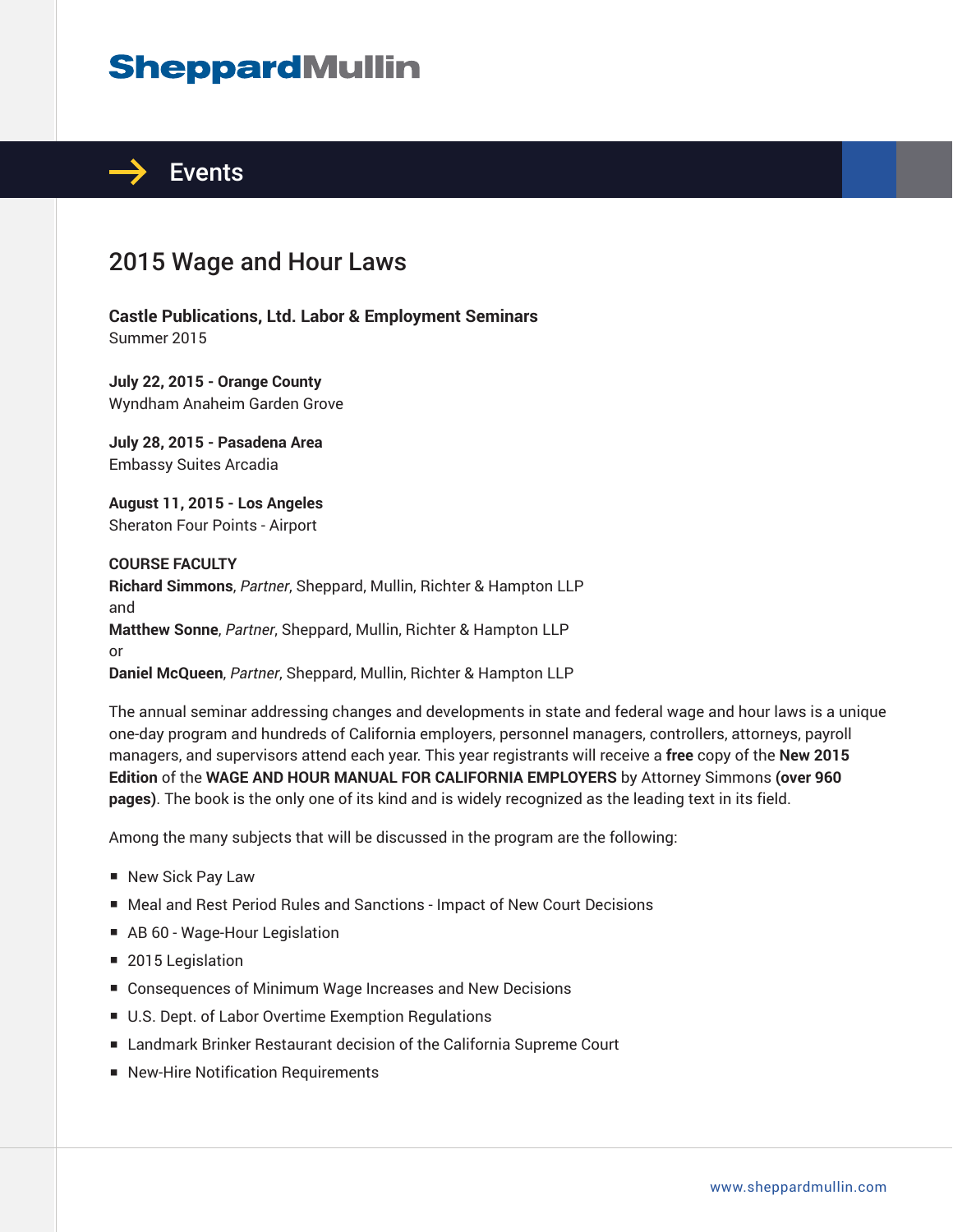# SheppardMullin

## Events

# 2015 Wage and Hour Laws

**Castle Publications, Ltd. Labor & Employment Seminars**
Summer 2015

**July 22, 2015 - Orange County**
Wyndham Anaheim Garden Grove

**July 28, 2015 - Pasadena Area**
Embassy Suites Arcadia

**August 11, 2015 - Los Angeles**
Sheraton Four Points - Airport

**COURSE FACULTY**
**Richard Simmons**, *Partner*, Sheppard, Mullin, Richter & Hampton LLP
and
**Matthew Sonne**, *Partner*, Sheppard, Mullin, Richter & Hampton LLP
or
**Daniel McQueen**, *Partner*, Sheppard, Mullin, Richter & Hampton LLP

The annual seminar addressing changes and developments in state and federal wage and hour laws is a unique one-day program and hundreds of California employers, personnel managers, controllers, attorneys, payroll managers, and supervisors attend each year. This year registrants will receive a **free** copy of the **New 2015 Edition** of the **WAGE AND HOUR MANUAL FOR CALIFORNIA EMPLOYERS** by Attorney Simmons **(over 960 pages)**. The book is the only one of its kind and is widely recognized as the leading text in its field.

Among the many subjects that will be discussed in the program are the following:

- New Sick Pay Law
- Meal and Rest Period Rules and Sanctions - Impact of New Court Decisions
- AB 60 - Wage-Hour Legislation
- 2015 Legislation
- Consequences of Minimum Wage Increases and New Decisions
- U.S. Dept. of Labor Overtime Exemption Regulations
- Landmark Brinker Restaurant decision of the California Supreme Court
- New-Hire Notification Requirements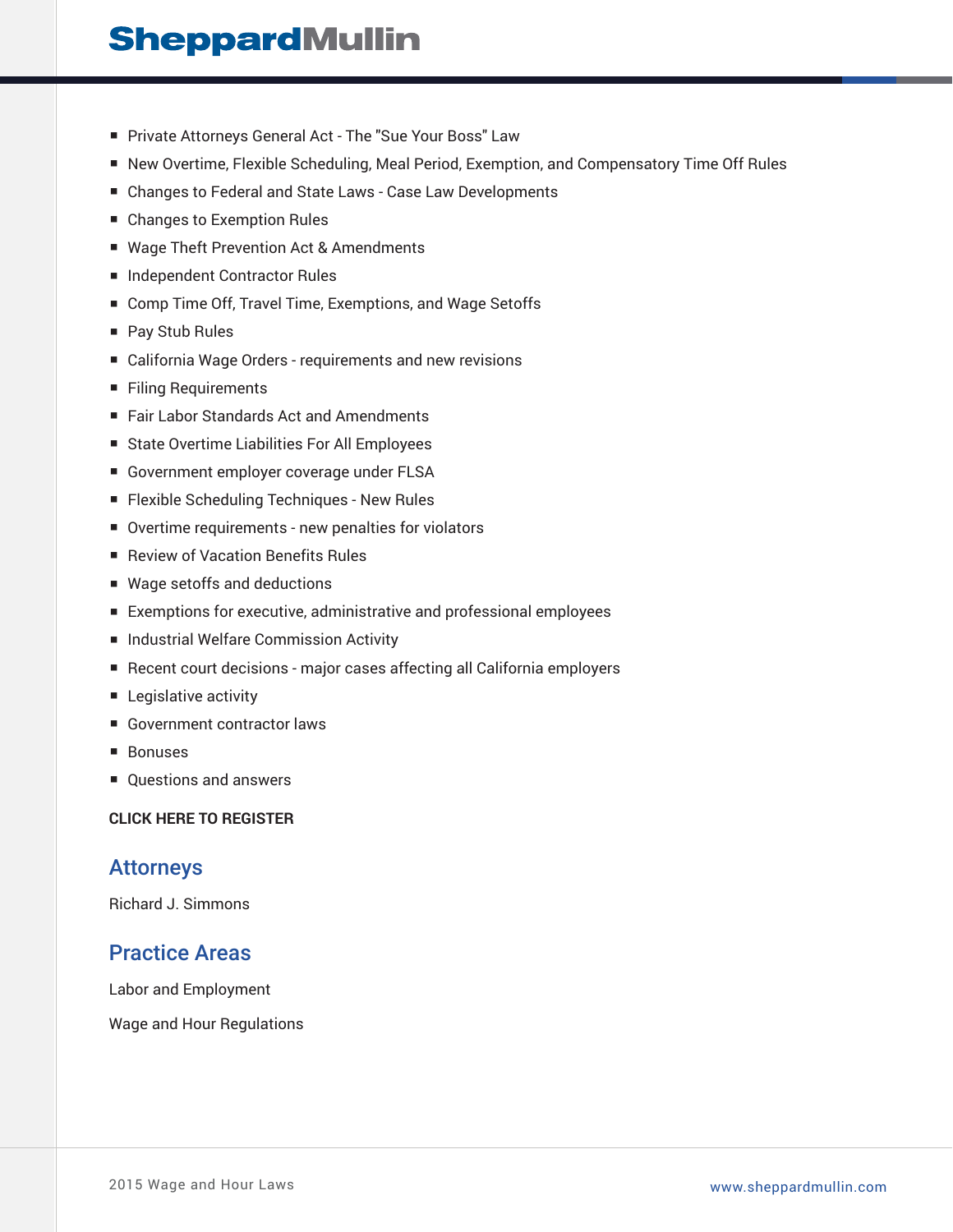- Private Attorneys General Act - The "Sue Your Boss" Law
- New Overtime, Flexible Scheduling, Meal Period, Exemption, and Compensatory Time Off Rules
- Changes to Federal and State Laws - Case Law Developments
- Changes to Exemption Rules
- Wage Theft Prevention Act & Amendments
- Independent Contractor Rules
- Comp Time Off, Travel Time, Exemptions, and Wage Setoffs
- Pay Stub Rules
- California Wage Orders - requirements and new revisions
- Filing Requirements
- Fair Labor Standards Act and Amendments
- State Overtime Liabilities For All Employees
- Government employer coverage under FLSA
- Flexible Scheduling Techniques - New Rules
- Overtime requirements - new penalties for violators
- Review of Vacation Benefits Rules
- Wage setoffs and deductions
- Exemptions for executive, administrative and professional employees
- Industrial Welfare Commission Activity
- Recent court decisions - major cases affecting all California employers
- Legislative activity
- Government contractor laws
- Bonuses
- Questions and answers

**CLICK HERE TO REGISTER**

## Attorneys

Richard J. Simmons

## Practice Areas

Labor and Employment

Wage and Hour Regulations